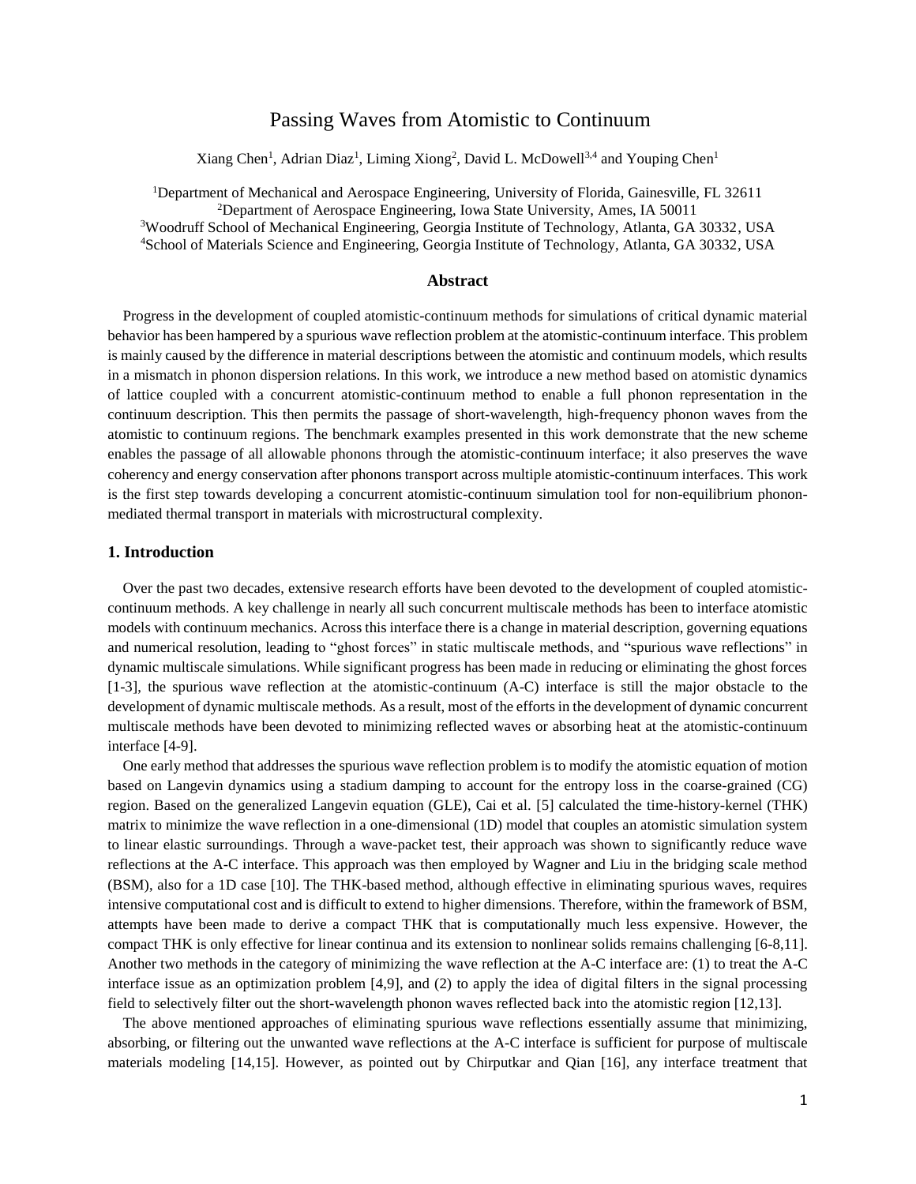# Passing Waves from Atomistic to Continuum

Xiang Chen[1], Adrian Diaz[1], Liming Xiong[2], David L. McDowell[3,4] and Youping Chen[1]

[1]Department of Mechanical and Aerospace Engineering, University of Florida, Gainesville, FL 32611
[2]Department of Aerospace Engineering, Iowa State University, Ames, IA 50011
[3]Woodruff School of Mechanical Engineering, Georgia Institute of Technology, Atlanta, GA 30332, USA
[4]School of Materials Science and Engineering, Georgia Institute of Technology, Atlanta, GA 30332, USA

## Abstract

Progress in the development of coupled atomistic-continuum methods for simulations of critical dynamic material behavior has been hampered by a spurious wave reflection problem at the atomistic-continuum interface. This problem is mainly caused by the difference in material descriptions between the atomistic and continuum models, which results in a mismatch in phonon dispersion relations. In this work, we introduce a new method based on atomistic dynamics of lattice coupled with a concurrent atomistic-continuum method to enable a full phonon representation in the continuum description. This then permits the passage of short-wavelength, high-frequency phonon waves from the atomistic to continuum regions. The benchmark examples presented in this work demonstrate that the new scheme enables the passage of all allowable phonons through the atomistic-continuum interface; it also preserves the wave coherency and energy conservation after phonons transport across multiple atomistic-continuum interfaces. This work is the first step towards developing a concurrent atomistic-continuum simulation tool for non-equilibrium phonon-mediated thermal transport in materials with microstructural complexity.

## 1. Introduction

Over the past two decades, extensive research efforts have been devoted to the development of coupled atomistic-continuum methods. A key challenge in nearly all such concurrent multiscale methods has been to interface atomistic models with continuum mechanics. Across this interface there is a change in material description, governing equations and numerical resolution, leading to "ghost forces" in static multiscale methods, and "spurious wave reflections" in dynamic multiscale simulations. While significant progress has been made in reducing or eliminating the ghost forces [1-3], the spurious wave reflection at the atomistic-continuum (A-C) interface is still the major obstacle to the development of dynamic multiscale methods. As a result, most of the efforts in the development of dynamic concurrent multiscale methods have been devoted to minimizing reflected waves or absorbing heat at the atomistic-continuum interface [4-9].

One early method that addresses the spurious wave reflection problem is to modify the atomistic equation of motion based on Langevin dynamics using a stadium damping to account for the entropy loss in the coarse-grained (CG) region. Based on the generalized Langevin equation (GLE), Cai et al. [5] calculated the time-history-kernel (THK) matrix to minimize the wave reflection in a one-dimensional (1D) model that couples an atomistic simulation system to linear elastic surroundings. Through a wave-packet test, their approach was shown to significantly reduce wave reflections at the A-C interface. This approach was then employed by Wagner and Liu in the bridging scale method (BSM), also for a 1D case [10]. The THK-based method, although effective in eliminating spurious waves, requires intensive computational cost and is difficult to extend to higher dimensions. Therefore, within the framework of BSM, attempts have been made to derive a compact THK that is computationally much less expensive. However, the compact THK is only effective for linear continua and its extension to nonlinear solids remains challenging [6-8,11]. Another two methods in the category of minimizing the wave reflection at the A-C interface are: (1) to treat the A-C interface issue as an optimization problem [4,9], and (2) to apply the idea of digital filters in the signal processing field to selectively filter out the short-wavelength phonon waves reflected back into the atomistic region [12,13].

The above mentioned approaches of eliminating spurious wave reflections essentially assume that minimizing, absorbing, or filtering out the unwanted wave reflections at the A-C interface is sufficient for purpose of multiscale materials modeling [14,15]. However, as pointed out by Chirputkar and Qian [16], any interface treatment that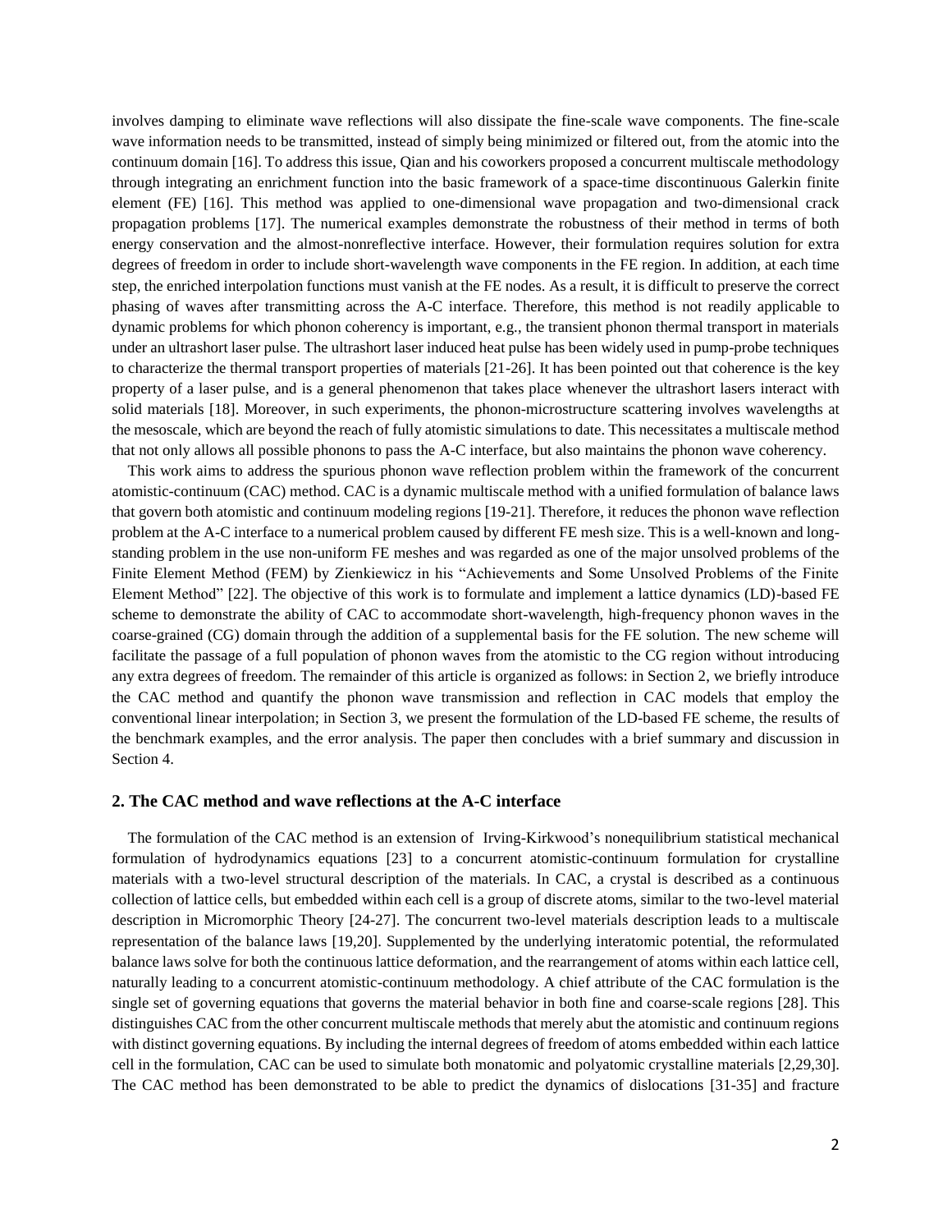involves damping to eliminate wave reflections will also dissipate the fine-scale wave components. The fine-scale wave information needs to be transmitted, instead of simply being minimized or filtered out, from the atomic into the continuum domain [16]. To address this issue, Qian and his coworkers proposed a concurrent multiscale methodology through integrating an enrichment function into the basic framework of a space-time discontinuous Galerkin finite element (FE) [16]. This method was applied to one-dimensional wave propagation and two-dimensional crack propagation problems [17]. The numerical examples demonstrate the robustness of their method in terms of both energy conservation and the almost-nonreflective interface. However, their formulation requires solution for extra degrees of freedom in order to include short-wavelength wave components in the FE region. In addition, at each time step, the enriched interpolation functions must vanish at the FE nodes. As a result, it is difficult to preserve the correct phasing of waves after transmitting across the A-C interface. Therefore, this method is not readily applicable to dynamic problems for which phonon coherency is important, e.g., the transient phonon thermal transport in materials under an ultrashort laser pulse. The ultrashort laser induced heat pulse has been widely used in pump-probe techniques to characterize the thermal transport properties of materials [21-26]. It has been pointed out that coherence is the key property of a laser pulse, and is a general phenomenon that takes place whenever the ultrashort lasers interact with solid materials [18]. Moreover, in such experiments, the phonon-microstructure scattering involves wavelengths at the mesoscale, which are beyond the reach of fully atomistic simulations to date. This necessitates a multiscale method that not only allows all possible phonons to pass the A-C interface, but also maintains the phonon wave coherency.

This work aims to address the spurious phonon wave reflection problem within the framework of the concurrent atomistic-continuum (CAC) method. CAC is a dynamic multiscale method with a unified formulation of balance laws that govern both atomistic and continuum modeling regions [19-21]. Therefore, it reduces the phonon wave reflection problem at the A-C interface to a numerical problem caused by different FE mesh size. This is a well-known and long-standing problem in the use non-uniform FE meshes and was regarded as one of the major unsolved problems of the Finite Element Method (FEM) by Zienkiewicz in his "Achievements and Some Unsolved Problems of the Finite Element Method" [22]. The objective of this work is to formulate and implement a lattice dynamics (LD)-based FE scheme to demonstrate the ability of CAC to accommodate short-wavelength, high-frequency phonon waves in the coarse-grained (CG) domain through the addition of a supplemental basis for the FE solution. The new scheme will facilitate the passage of a full population of phonon waves from the atomistic to the CG region without introducing any extra degrees of freedom. The remainder of this article is organized as follows: in Section 2, we briefly introduce the CAC method and quantify the phonon wave transmission and reflection in CAC models that employ the conventional linear interpolation; in Section 3, we present the formulation of the LD-based FE scheme, the results of the benchmark examples, and the error analysis. The paper then concludes with a brief summary and discussion in Section 4.

## 2. The CAC method and wave reflections at the A-C interface

The formulation of the CAC method is an extension of Irving-Kirkwood's nonequilibrium statistical mechanical formulation of hydrodynamics equations [23] to a concurrent atomistic-continuum formulation for crystalline materials with a two-level structural description of the materials. In CAC, a crystal is described as a continuous collection of lattice cells, but embedded within each cell is a group of discrete atoms, similar to the two-level material description in Micromorphic Theory [24-27]. The concurrent two-level materials description leads to a multiscale representation of the balance laws [19,20]. Supplemented by the underlying interatomic potential, the reformulated balance laws solve for both the continuous lattice deformation, and the rearrangement of atoms within each lattice cell, naturally leading to a concurrent atomistic-continuum methodology. A chief attribute of the CAC formulation is the single set of governing equations that governs the material behavior in both fine and coarse-scale regions [28]. This distinguishes CAC from the other concurrent multiscale methods that merely abut the atomistic and continuum regions with distinct governing equations. By including the internal degrees of freedom of atoms embedded within each lattice cell in the formulation, CAC can be used to simulate both monatomic and polyatomic crystalline materials [2,29,30]. The CAC method has been demonstrated to be able to predict the dynamics of dislocations [31-35] and fracture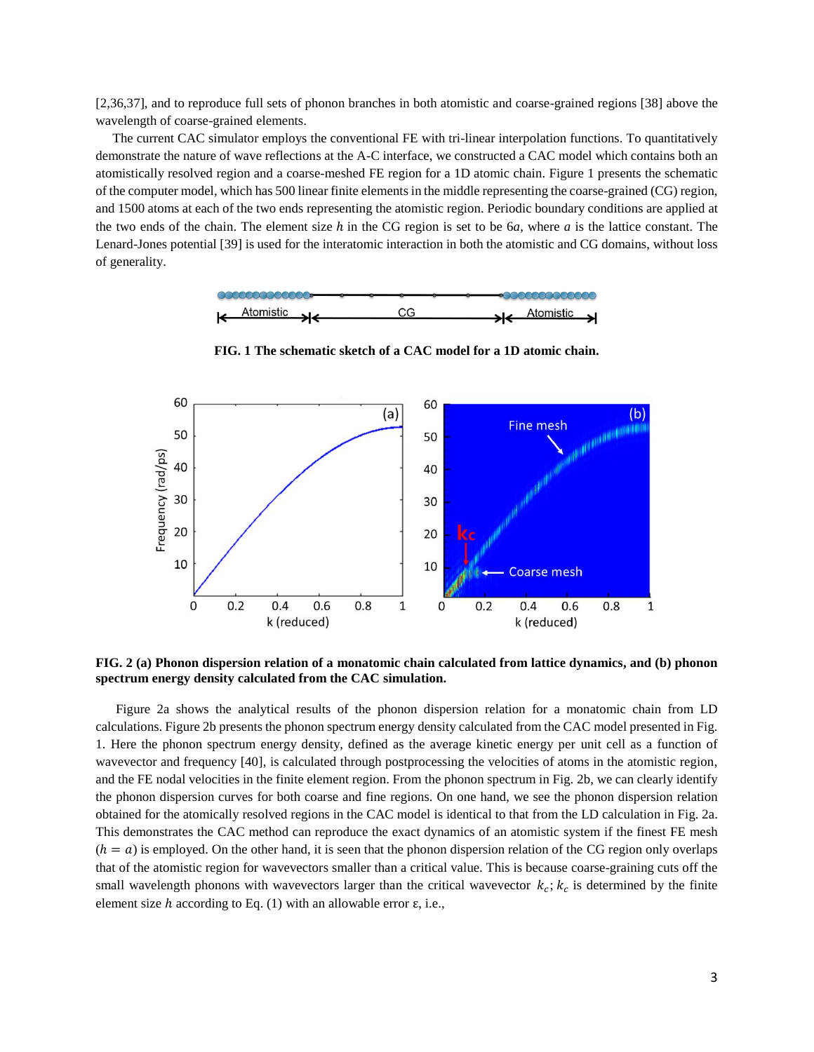[2,36,37], and to reproduce full sets of phonon branches in both atomistic and coarse-grained regions [38] above the wavelength of coarse-grained elements.

The current CAC simulator employs the conventional FE with tri-linear interpolation functions. To quantitatively demonstrate the nature of wave reflections at the A-C interface, we constructed a CAC model which contains both an atomistically resolved region and a coarse-meshed FE region for a 1D atomic chain. Figure 1 presents the schematic of the computer model, which has 500 linear finite elements in the middle representing the coarse-grained (CG) region, and 1500 atoms at each of the two ends representing the atomistic region. Periodic boundary conditions are applied at the two ends of the chain. The element size $h$ in the CG region is set to be $6a$, where $a$ is the lattice constant. The Lenard-Jones potential [39] is used for the interatomic interaction in both the atomistic and CG domains, without loss of generality.

**FIG. 1 The schematic sketch of a CAC model for a 1D atomic chain.**

**FIG. 2 (a) Phonon dispersion relation of a monatomic chain calculated from lattice dynamics, and (b) phonon spectrum energy density calculated from the CAC simulation.**

Figure 2a shows the analytical results of the phonon dispersion relation for a monatomic chain from LD calculations. Figure 2b presents the phonon spectrum energy density calculated from the CAC model presented in Fig. 1. Here the phonon spectrum energy density, defined as the average kinetic energy per unit cell as a function of wavevector and frequency [40], is calculated through postprocessing the velocities of atoms in the atomistic region, and the FE nodal velocities in the finite element region. From the phonon spectrum in Fig. 2b, we can clearly identify the phonon dispersion curves for both coarse and fine regions. On one hand, we see the phonon dispersion relation obtained for the atomically resolved regions in the CAC model is identical to that from the LD calculation in Fig. 2a. This demonstrates the CAC method can reproduce the exact dynamics of an atomistic system if the finest FE mesh ($h = a$) is employed. On the other hand, it is seen that the phonon dispersion relation of the CG region only overlaps that of the atomistic region for wavevectors smaller than a critical value. This is because coarse-graining cuts off the small wavelength phonons with wavevectors larger than the critical wavevector $k_c$; $k_c$ is determined by the finite element size $h$ according to Eq. (1) with an allowable error ε, i.e.,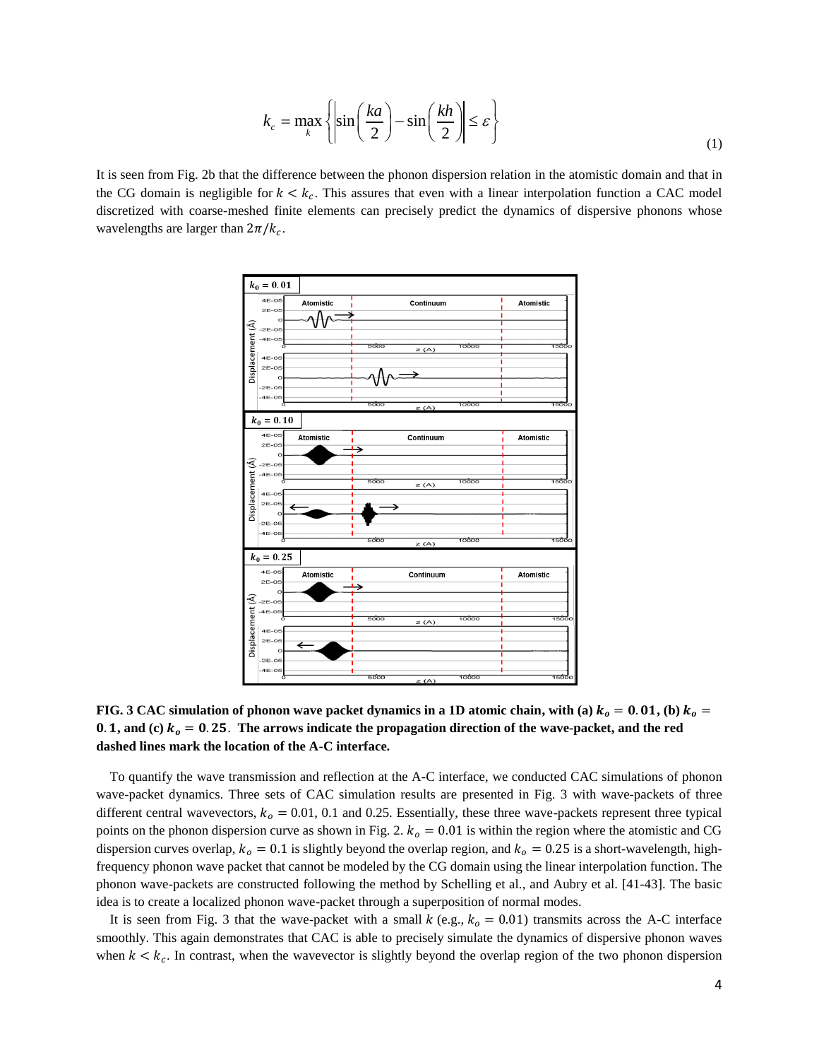$$k_c = \max_k \left\{ \left| \sin\left(\frac{ka}{2}\right) - \sin\left(\frac{kh}{2}\right) \right| \le \varepsilon \right\} \tag{1}$$

It is seen from Fig. 2b that the difference between the phonon dispersion relation in the atomistic domain and that in the CG domain is negligible for $k < k_c$. This assures that even with a linear interpolation function a CAC model discretized with coarse-meshed finite elements can precisely predict the dynamics of dispersive phonons whose wavelengths are larger than $2\pi/k_c$.

**FIG. 3 CAC simulation of phonon wave packet dynamics in a 1D atomic chain, with (a) $k_o = 0.01$, (b) $k_o = 0.1$, and (c) $k_o = 0.25$. The arrows indicate the propagation direction of the wave-packet, and the red dashed lines mark the location of the A-C interface.**

To quantify the wave transmission and reflection at the A-C interface, we conducted CAC simulations of phonon wave-packet dynamics. Three sets of CAC simulation results are presented in Fig. 3 with wave-packets of three different central wavevectors, $k_o = 0.01$, 0.1 and 0.25. Essentially, these three wave-packets represent three typical points on the phonon dispersion curve as shown in Fig. 2. $k_o = 0.01$ is within the region where the atomistic and CG dispersion curves overlap, $k_o = 0.1$ is slightly beyond the overlap region, and $k_o = 0.25$ is a short-wavelength, high-frequency phonon wave packet that cannot be modeled by the CG domain using the linear interpolation function. The phonon wave-packets are constructed following the method by Schelling et al., and Aubry et al. [41-43]. The basic idea is to create a localized phonon wave-packet through a superposition of normal modes.

It is seen from Fig. 3 that the wave-packet with a small $k$ (e.g., $k_o = 0.01$) transmits across the A-C interface smoothly. This again demonstrates that CAC is able to precisely simulate the dynamics of dispersive phonon waves when $k < k_c$. In contrast, when the wavevector is slightly beyond the overlap region of the two phonon dispersion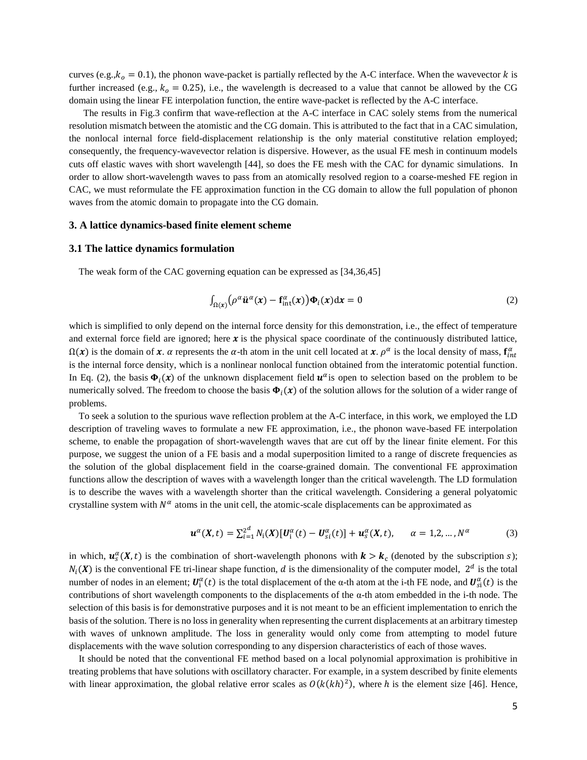curves (e.g.,$k_o = 0.1$), the phonon wave-packet is partially reflected by the A-C interface. When the wavevector $k$ is further increased (e.g., $k_o = 0.25$), i.e., the wavelength is decreased to a value that cannot be allowed by the CG domain using the linear FE interpolation function, the entire wave-packet is reflected by the A-C interface.

The results in Fig.3 confirm that wave-reflection at the A-C interface in CAC solely stems from the numerical resolution mismatch between the atomistic and the CG domain. This is attributed to the fact that in a CAC simulation, the nonlocal internal force field-displacement relationship is the only material constitutive relation employed; consequently, the frequency-wavevector relation is dispersive. However, as the usual FE mesh in continuum models cuts off elastic waves with short wavelength [44], so does the FE mesh with the CAC for dynamic simulations. In order to allow short-wavelength waves to pass from an atomically resolved region to a coarse-meshed FE region in CAC, we must reformulate the FE approximation function in the CG domain to allow the full population of phonon waves from the atomic domain to propagate into the CG domain.

## 3. A lattice dynamics-based finite element scheme

### 3.1 The lattice dynamics formulation

The weak form of the CAC governing equation can be expressed as [34,36,45]

$$\int_{\Omega(\boldsymbol{x})} \left(\rho^{\alpha} \ddot{\boldsymbol{u}}^{\alpha}(\boldsymbol{x}) - \mathbf{f}_{\text{int}}^{\alpha}(\boldsymbol{x})\right) \boldsymbol{\Phi}_i(\boldsymbol{x}) \mathrm{d}\boldsymbol{x} = 0 \tag{2}$$

which is simplified to only depend on the internal force density for this demonstration, i.e., the effect of temperature and external force field are ignored; here $\boldsymbol{x}$ is the physical space coordinate of the continuously distributed lattice, $\Omega(\boldsymbol{x})$ is the domain of $\boldsymbol{x}$. $\alpha$ represents the $\alpha$-th atom in the unit cell located at $\boldsymbol{x}$. $\rho^{\alpha}$ is the local density of mass, $\mathbf{f}_{int}^{\alpha}$ is the internal force density, which is a nonlinear nonlocal function obtained from the interatomic potential function. In Eq. (2), the basis $\boldsymbol{\Phi}_i(\boldsymbol{x})$ of the unknown displacement field $\boldsymbol{u}^{\alpha}$ is open to selection based on the problem to be numerically solved. The freedom to choose the basis $\boldsymbol{\Phi}_i(\boldsymbol{x})$ of the solution allows for the solution of a wider range of problems.

To seek a solution to the spurious wave reflection problem at the A-C interface, in this work, we employed the LD description of traveling waves to formulate a new FE approximation, i.e., the phonon wave-based FE interpolation scheme, to enable the propagation of short-wavelength waves that are cut off by the linear finite element. For this purpose, we suggest the union of a FE basis and a modal superposition limited to a range of discrete frequencies as the solution of the global displacement field in the coarse-grained domain. The conventional FE approximation functions allow the description of waves with a wavelength longer than the critical wavelength. The LD formulation is to describe the waves with a wavelength shorter than the critical wavelength. Considering a general polyatomic crystalline system with $N^{\alpha}$ atoms in the unit cell, the atomic-scale displacements can be approximated as

$$\boldsymbol{u}^{\alpha}(\boldsymbol{X}, t) = \sum_{i=1}^{2^d} N_i(\boldsymbol{X})[\boldsymbol{U}_i^{\alpha}(t) - \boldsymbol{U}_{si}^{\alpha}(t)] + \boldsymbol{u}_s^{\alpha}(\boldsymbol{X}, t), \qquad \alpha = 1,2, \dots, N^{\alpha} \tag{3}$$

in which, $\boldsymbol{u}_s^{\alpha}(\boldsymbol{X}, t)$ is the combination of short-wavelength phonons with $\boldsymbol{k} > \boldsymbol{k}_c$ (denoted by the subscription $s$); $N_i(\boldsymbol{X})$ is the conventional FE tri-linear shape function, $d$ is the dimensionality of the computer model, $2^d$ is the total number of nodes in an element; $\boldsymbol{U}_i^{\alpha}(t)$ is the total displacement of the α-th atom at the i-th FE node, and $\boldsymbol{U}_{si}^{\alpha}(t)$ is the contributions of short wavelength components to the displacements of the α-th atom embedded in the i-th node. The selection of this basis is for demonstrative purposes and it is not meant to be an efficient implementation to enrich the basis of the solution. There is no loss in generality when representing the current displacements at an arbitrary timestep with waves of unknown amplitude. The loss in generality would only come from attempting to model future displacements with the wave solution corresponding to any dispersion characteristics of each of those waves.

It should be noted that the conventional FE method based on a local polynomial approximation is prohibitive in treating problems that have solutions with oscillatory character. For example, in a system described by finite elements with linear approximation, the global relative error scales as $O(k(kh)^2)$, where $h$ is the element size [46]. Hence,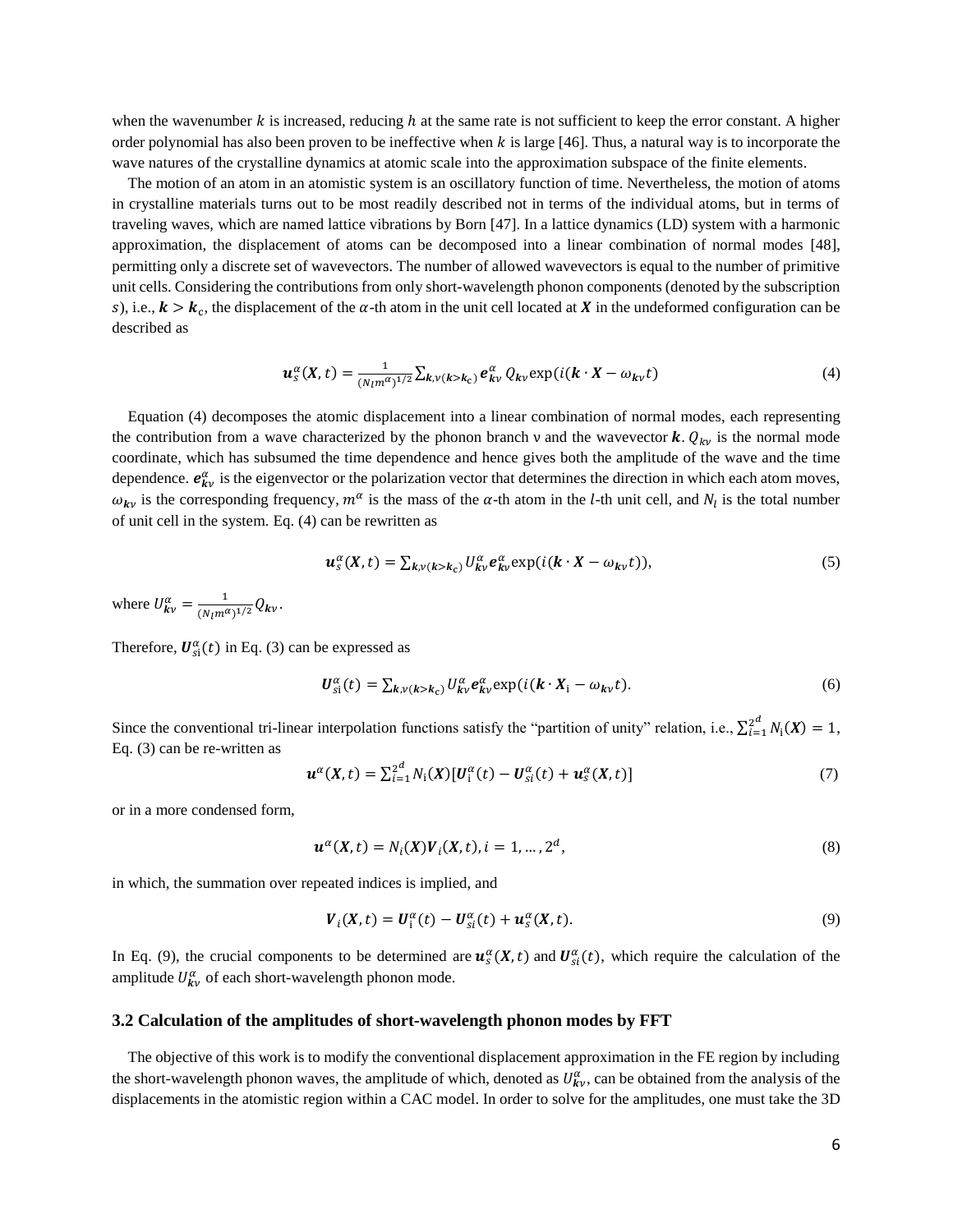when the wavenumber $k$ is increased, reducing $h$ at the same rate is not sufficient to keep the error constant. A higher order polynomial has also been proven to be ineffective when $k$ is large [46]. Thus, a natural way is to incorporate the wave natures of the crystalline dynamics at atomic scale into the approximation subspace of the finite elements.

The motion of an atom in an atomistic system is an oscillatory function of time. Nevertheless, the motion of atoms in crystalline materials turns out to be most readily described not in terms of the individual atoms, but in terms of traveling waves, which are named lattice vibrations by Born [47]. In a lattice dynamics (LD) system with a harmonic approximation, the displacement of atoms can be decomposed into a linear combination of normal modes [48], permitting only a discrete set of wavevectors. The number of allowed wavevectors is equal to the number of primitive unit cells. Considering the contributions from only short-wavelength phonon components (denoted by the subscription $s$), i.e., $\boldsymbol{k} > \boldsymbol{k}_c$, the displacement of the $\alpha$-th atom in the unit cell located at $\boldsymbol{X}$ in the undeformed configuration can be described as

$$\boldsymbol{u}_s^{\alpha}(\boldsymbol{X}, t) = \frac{1}{(N_l m^{\alpha})^{1/2}} \sum_{\boldsymbol{k},\nu(\boldsymbol{k}>\boldsymbol{k}_c)} \boldsymbol{e}_{\boldsymbol{k}\nu}^{\alpha}\, Q_{\boldsymbol{k}\nu} \exp(i(\boldsymbol{k} \cdot \boldsymbol{X} - \omega_{\boldsymbol{k}\nu} t) \tag{4}$$

Equation (4) decomposes the atomic displacement into a linear combination of normal modes, each representing the contribution from a wave characterized by the phonon branch $\nu$ and the wavevector $\boldsymbol{k}$. $Q_{k\nu}$ is the normal mode coordinate, which has subsumed the time dependence and hence gives both the amplitude of the wave and the time dependence. $\boldsymbol{e}_{\boldsymbol{k}\nu}^{\alpha}$ is the eigenvector or the polarization vector that determines the direction in which each atom moves, $\omega_{\boldsymbol{k}\nu}$ is the corresponding frequency, $m^{\alpha}$ is the mass of the $\alpha$-th atom in the $l$-th unit cell, and $N_l$ is the total number of unit cell in the system. Eq. (4) can be rewritten as

$$\boldsymbol{u}_s^{\alpha}(\boldsymbol{X}, t) = \sum_{\boldsymbol{k},\nu(\boldsymbol{k}>\boldsymbol{k}_c)} U_{\boldsymbol{k}\nu}^{\alpha} \boldsymbol{e}_{\boldsymbol{k}\nu}^{\alpha} \exp(i(\boldsymbol{k} \cdot \boldsymbol{X} - \omega_{\boldsymbol{k}\nu} t)), \tag{5}$$

where $U_{\boldsymbol{k}\nu}^{\alpha} = \frac{1}{(N_l m^{\alpha})^{1/2}} Q_{\boldsymbol{k}\nu}$.

Therefore, $\boldsymbol{U}_{si}^{\alpha}(t)$ in Eq. (3) can be expressed as

$$\boldsymbol{U}_{si}^{\alpha}(t) = \sum_{\boldsymbol{k},\nu(\boldsymbol{k}>\boldsymbol{k}_c)} U_{\boldsymbol{k}\nu}^{\alpha} \boldsymbol{e}_{\boldsymbol{k}\nu}^{\alpha} \exp(i(\boldsymbol{k} \cdot \boldsymbol{X}_i - \omega_{\boldsymbol{k}\nu} t). \tag{6}$$

Since the conventional tri-linear interpolation functions satisfy the "partition of unity" relation, i.e., $\sum_{i=1}^{2^d} N_i(\boldsymbol{X}) = 1$, Eq. (3) can be re-written as

$$\boldsymbol{u}^{\alpha}(\boldsymbol{X}, t) = \sum_{i=1}^{2^d} N_i(\boldsymbol{X})[\boldsymbol{U}_i^{\alpha}(t) - \boldsymbol{U}_{si}^{\alpha}(t) + \boldsymbol{u}_s^{\alpha}(\boldsymbol{X}, t)] \tag{7}$$

or in a more condensed form,

$$\boldsymbol{u}^{\alpha}(\boldsymbol{X}, t) = N_i(\boldsymbol{X}) \boldsymbol{V}_i(\boldsymbol{X}, t), i = 1, \dots, 2^d, \tag{8}$$

in which, the summation over repeated indices is implied, and

$$\boldsymbol{V}_i(\boldsymbol{X}, t) = \boldsymbol{U}_i^{\alpha}(t) - \boldsymbol{U}_{si}^{\alpha}(t) + \boldsymbol{u}_s^{\alpha}(\boldsymbol{X}, t). \tag{9}$$

In Eq. (9), the crucial components to be determined are $\boldsymbol{u}_s^{\alpha}(\boldsymbol{X}, t)$ and $\boldsymbol{U}_{si}^{\alpha}(t)$, which require the calculation of the amplitude $U_{\boldsymbol{k}\nu}^{\alpha}$ of each short-wavelength phonon mode.

### 3.2 Calculation of the amplitudes of short-wavelength phonon modes by FFT

The objective of this work is to modify the conventional displacement approximation in the FE region by including the short-wavelength phonon waves, the amplitude of which, denoted as $U_{\boldsymbol{k}\nu}^{\alpha}$, can be obtained from the analysis of the displacements in the atomistic region within a CAC model. In order to solve for the amplitudes, one must take the 3D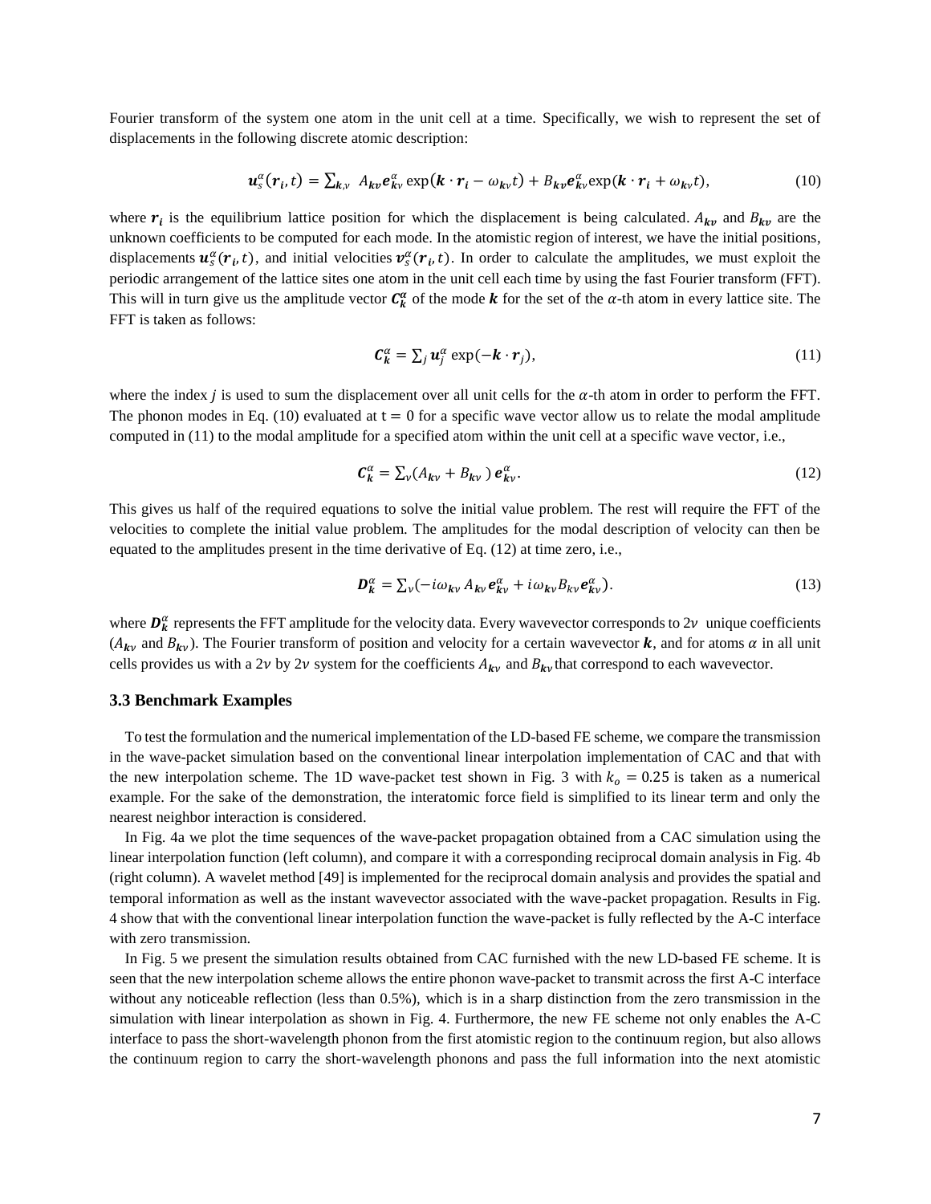Fourier transform of the system one atom in the unit cell at a time. Specifically, we wish to represent the set of displacements in the following discrete atomic description:

$$\boldsymbol{u}_s^\alpha(\boldsymbol{r}_i, t) = \sum_{\boldsymbol{k},\nu} \; A_{\boldsymbol{k}\nu}\boldsymbol{e}_{\boldsymbol{k}\nu}^\alpha \exp(\boldsymbol{k}\cdot\boldsymbol{r}_i - \omega_{\boldsymbol{k}\nu}t) + B_{\boldsymbol{k}\nu}\boldsymbol{e}_{\boldsymbol{k}\nu}^\alpha \exp(\boldsymbol{k}\cdot\boldsymbol{r}_i + \omega_{\boldsymbol{k}\nu}t), \tag{10}$$

where $\boldsymbol{r}_i$ is the equilibrium lattice position for which the displacement is being calculated. $A_{\boldsymbol{k}\nu}$ and $B_{\boldsymbol{k}\nu}$ are the unknown coefficients to be computed for each mode. In the atomistic region of interest, we have the initial positions, displacements $\boldsymbol{u}_s^\alpha(\boldsymbol{r}_i, t)$, and initial velocities $\boldsymbol{v}_s^\alpha(\boldsymbol{r}_i, t)$. In order to calculate the amplitudes, we must exploit the periodic arrangement of the lattice sites one atom in the unit cell each time by using the fast Fourier transform (FFT). This will in turn give us the amplitude vector $\boldsymbol{C}_{\boldsymbol{k}}^{\boldsymbol{\alpha}}$ of the mode $\boldsymbol{k}$ for the set of the $\alpha$-th atom in every lattice site. The FFT is taken as follows:

$$\boldsymbol{C}_{\boldsymbol{k}}^\alpha = \sum_j \boldsymbol{u}_j^\alpha \exp(-\boldsymbol{k}\cdot\boldsymbol{r}_j), \tag{11}$$

where the index $j$ is used to sum the displacement over all unit cells for the $\alpha$-th atom in order to perform the FFT. The phonon modes in Eq. (10) evaluated at $\mathrm{t} = 0$ for a specific wave vector allow us to relate the modal amplitude computed in (11) to the modal amplitude for a specified atom within the unit cell at a specific wave vector, i.e.,

$$\boldsymbol{C}_{\boldsymbol{k}}^\alpha = \sum_\nu (A_{\boldsymbol{k}\nu} + B_{\boldsymbol{k}\nu})\, \boldsymbol{e}_{\boldsymbol{k}\nu}^\alpha. \tag{12}$$

This gives us half of the required equations to solve the initial value problem. The rest will require the FFT of the velocities to complete the initial value problem. The amplitudes for the modal description of velocity can then be equated to the amplitudes present in the time derivative of Eq. (12) at time zero, i.e.,

$$\boldsymbol{D}_{\boldsymbol{k}}^\alpha = \sum_\nu (-i\omega_{\boldsymbol{k}\nu} A_{\boldsymbol{k}\nu}\boldsymbol{e}_{\boldsymbol{k}\nu}^\alpha + i\omega_{\boldsymbol{k}\nu} B_{\boldsymbol{k}\nu}\boldsymbol{e}_{\boldsymbol{k}\nu}^\alpha). \tag{13}$$

where $\boldsymbol{D}_{\boldsymbol{k}}^\alpha$ represents the FFT amplitude for the velocity data. Every wavevector corresponds to $2\nu$ unique coefficients ($A_{\boldsymbol{k}\nu}$ and $B_{\boldsymbol{k}\nu}$). The Fourier transform of position and velocity for a certain wavevector $\boldsymbol{k}$, and for atoms $\alpha$ in all unit cells provides us with a $2\nu$ by $2\nu$ system for the coefficients $A_{\boldsymbol{k}\nu}$ and $B_{\boldsymbol{k}\nu}$ that correspond to each wavevector.

### 3.3 Benchmark Examples

To test the formulation and the numerical implementation of the LD-based FE scheme, we compare the transmission in the wave-packet simulation based on the conventional linear interpolation implementation of CAC and that with the new interpolation scheme. The 1D wave-packet test shown in Fig. 3 with $k_o = 0.25$ is taken as a numerical example. For the sake of the demonstration, the interatomic force field is simplified to its linear term and only the nearest neighbor interaction is considered.

In Fig. 4a we plot the time sequences of the wave-packet propagation obtained from a CAC simulation using the linear interpolation function (left column), and compare it with a corresponding reciprocal domain analysis in Fig. 4b (right column). A wavelet method [49] is implemented for the reciprocal domain analysis and provides the spatial and temporal information as well as the instant wavevector associated with the wave-packet propagation. Results in Fig. 4 show that with the conventional linear interpolation function the wave-packet is fully reflected by the A-C interface with zero transmission.

In Fig. 5 we present the simulation results obtained from CAC furnished with the new LD-based FE scheme. It is seen that the new interpolation scheme allows the entire phonon wave-packet to transmit across the first A-C interface without any noticeable reflection (less than 0.5%), which is in a sharp distinction from the zero transmission in the simulation with linear interpolation as shown in Fig. 4. Furthermore, the new FE scheme not only enables the A-C interface to pass the short-wavelength phonon from the first atomistic region to the continuum region, but also allows the continuum region to carry the short-wavelength phonons and pass the full information into the next atomistic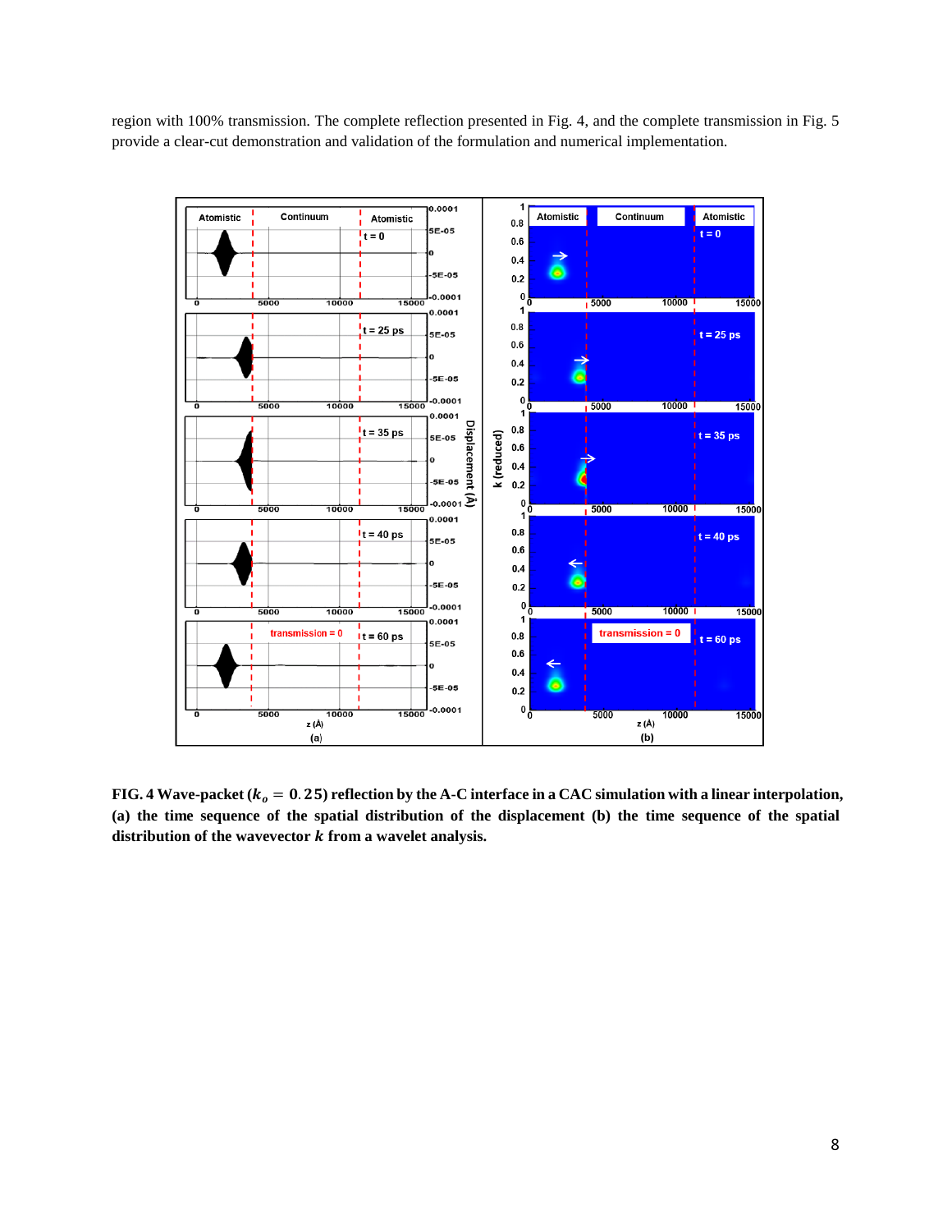region with 100% transmission. The complete reflection presented in Fig. 4, and the complete transmission in Fig. 5 provide a clear-cut demonstration and validation of the formulation and numerical implementation.

**FIG. 4 Wave-packet ($k_o = 0.25$) reflection by the A-C interface in a CAC simulation with a linear interpolation, (a) the time sequence of the spatial distribution of the displacement (b) the time sequence of the spatial distribution of the wavevector $k$ from a wavelet analysis.**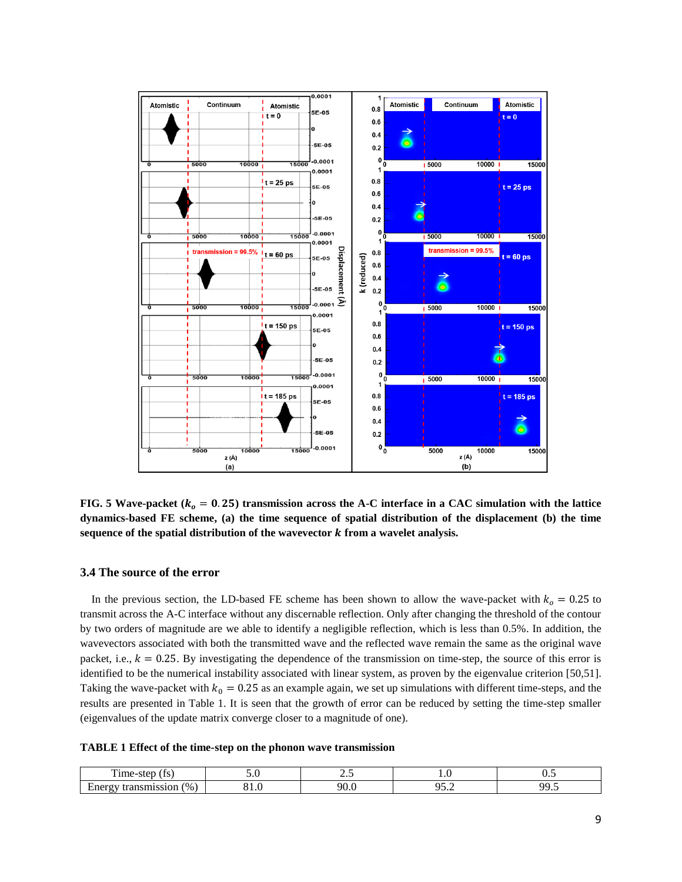**FIG. 5 Wave-packet ($k_o = 0.25$) transmission across the A-C interface in a CAC simulation with the lattice dynamics-based FE scheme, (a) the time sequence of spatial distribution of the displacement (b) the time sequence of the spatial distribution of the wavevector $k$ from a wavelet analysis.**

### 3.4 The source of the error

In the previous section, the LD-based FE scheme has been shown to allow the wave-packet with $k_o = 0.25$ to transmit across the A-C interface without any discernable reflection. Only after changing the threshold of the contour by two orders of magnitude are we able to identify a negligible reflection, which is less than 0.5%. In addition, the wavevectors associated with both the transmitted wave and the reflected wave remain the same as the original wave packet, i.e., $k = 0.25$. By investigating the dependence of the transmission on time-step, the source of this error is identified to be the numerical instability associated with linear system, as proven by the eigenvalue criterion [50,51]. Taking the wave-packet with $k_0 = 0.25$ as an example again, we set up simulations with different time-steps, and the results are presented in Table 1. It is seen that the growth of error can be reduced by setting the time-step smaller (eigenvalues of the update matrix converge closer to a magnitude of one).

**TABLE 1 Effect of the time-step on the phonon wave transmission**

| Time-step (fs) | 5.0 | 2.5 | 1.0 | 0.5 |
|---|---|---|---|---|
| Energy transmission (%) | 81.0 | 90.0 | 95.2 | 99.5 |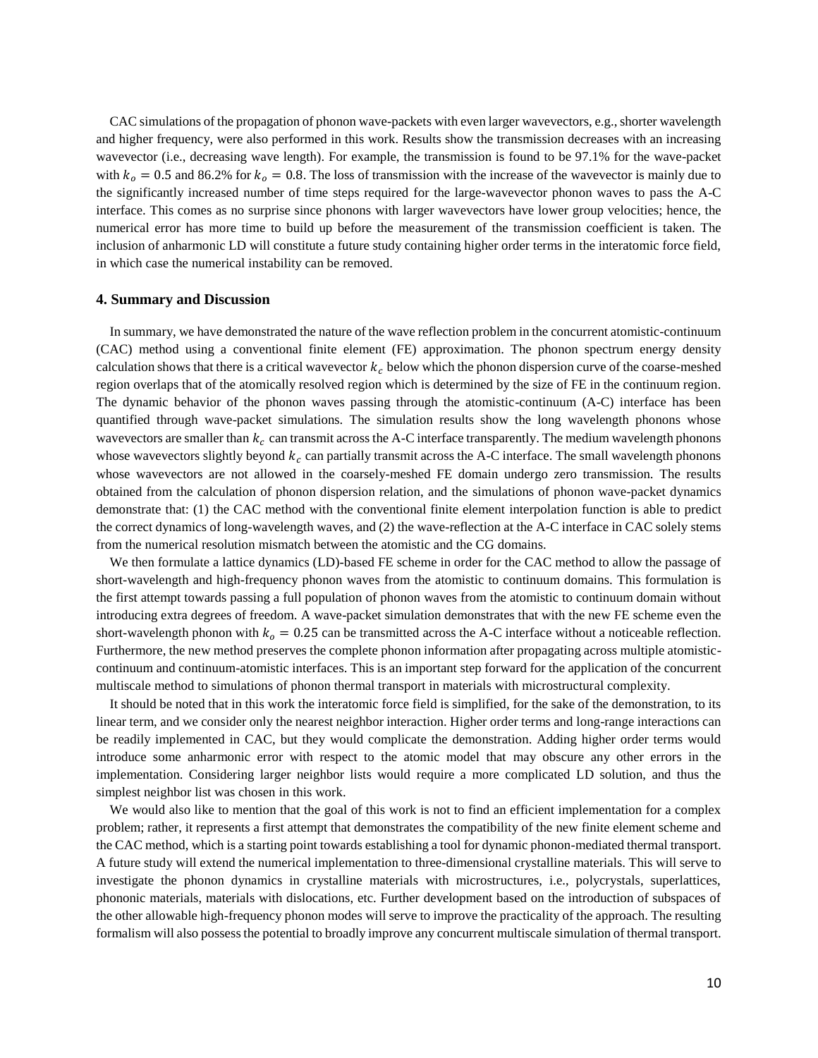CAC simulations of the propagation of phonon wave-packets with even larger wavevectors, e.g., shorter wavelength and higher frequency, were also performed in this work. Results show the transmission decreases with an increasing wavevector (i.e., decreasing wave length). For example, the transmission is found to be 97.1% for the wave-packet with $k_o = 0.5$ and 86.2% for $k_o = 0.8$. The loss of transmission with the increase of the wavevector is mainly due to the significantly increased number of time steps required for the large-wavevector phonon waves to pass the A-C interface. This comes as no surprise since phonons with larger wavevectors have lower group velocities; hence, the numerical error has more time to build up before the measurement of the transmission coefficient is taken. The inclusion of anharmonic LD will constitute a future study containing higher order terms in the interatomic force field, in which case the numerical instability can be removed.

## 4. Summary and Discussion

In summary, we have demonstrated the nature of the wave reflection problem in the concurrent atomistic-continuum (CAC) method using a conventional finite element (FE) approximation. The phonon spectrum energy density calculation shows that there is a critical wavevector $k_c$ below which the phonon dispersion curve of the coarse-meshed region overlaps that of the atomically resolved region which is determined by the size of FE in the continuum region. The dynamic behavior of the phonon waves passing through the atomistic-continuum (A-C) interface has been quantified through wave-packet simulations. The simulation results show the long wavelength phonons whose wavevectors are smaller than $k_c$ can transmit across the A-C interface transparently. The medium wavelength phonons whose wavevectors slightly beyond $k_c$ can partially transmit across the A-C interface. The small wavelength phonons whose wavevectors are not allowed in the coarsely-meshed FE domain undergo zero transmission. The results obtained from the calculation of phonon dispersion relation, and the simulations of phonon wave-packet dynamics demonstrate that: (1) the CAC method with the conventional finite element interpolation function is able to predict the correct dynamics of long-wavelength waves, and (2) the wave-reflection at the A-C interface in CAC solely stems from the numerical resolution mismatch between the atomistic and the CG domains.

We then formulate a lattice dynamics (LD)-based FE scheme in order for the CAC method to allow the passage of short-wavelength and high-frequency phonon waves from the atomistic to continuum domains. This formulation is the first attempt towards passing a full population of phonon waves from the atomistic to continuum domain without introducing extra degrees of freedom. A wave-packet simulation demonstrates that with the new FE scheme even the short-wavelength phonon with $k_o = 0.25$ can be transmitted across the A-C interface without a noticeable reflection. Furthermore, the new method preserves the complete phonon information after propagating across multiple atomistic-continuum and continuum-atomistic interfaces. This is an important step forward for the application of the concurrent multiscale method to simulations of phonon thermal transport in materials with microstructural complexity.

It should be noted that in this work the interatomic force field is simplified, for the sake of the demonstration, to its linear term, and we consider only the nearest neighbor interaction. Higher order terms and long-range interactions can be readily implemented in CAC, but they would complicate the demonstration. Adding higher order terms would introduce some anharmonic error with respect to the atomic model that may obscure any other errors in the implementation. Considering larger neighbor lists would require a more complicated LD solution, and thus the simplest neighbor list was chosen in this work.

We would also like to mention that the goal of this work is not to find an efficient implementation for a complex problem; rather, it represents a first attempt that demonstrates the compatibility of the new finite element scheme and the CAC method, which is a starting point towards establishing a tool for dynamic phonon-mediated thermal transport. A future study will extend the numerical implementation to three-dimensional crystalline materials. This will serve to investigate the phonon dynamics in crystalline materials with microstructures, i.e., polycrystals, superlattices, phononic materials, materials with dislocations, etc. Further development based on the introduction of subspaces of the other allowable high-frequency phonon modes will serve to improve the practicality of the approach. The resulting formalism will also possess the potential to broadly improve any concurrent multiscale simulation of thermal transport.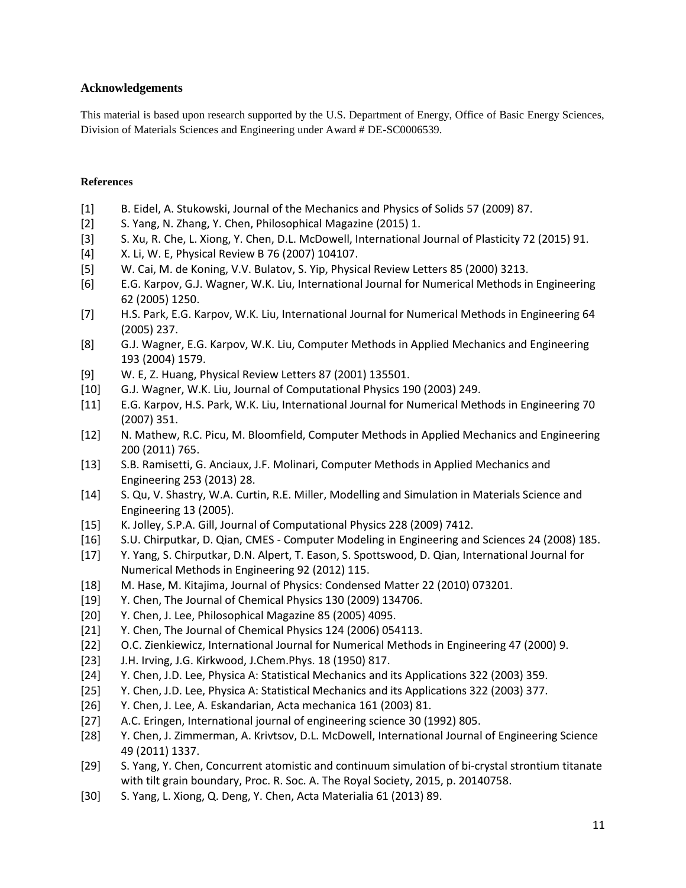## Acknowledgements

This material is based upon research supported by the U.S. Department of Energy, Office of Basic Energy Sciences, Division of Materials Sciences and Engineering under Award # DE-SC0006539.

### References

[1] B. Eidel, A. Stukowski, Journal of the Mechanics and Physics of Solids 57 (2009) 87.

[2] S. Yang, N. Zhang, Y. Chen, Philosophical Magazine (2015) 1.

[3] S. Xu, R. Che, L. Xiong, Y. Chen, D.L. McDowell, International Journal of Plasticity 72 (2015) 91.

[4] X. Li, W. E, Physical Review B 76 (2007) 104107.

[5] W. Cai, M. de Koning, V.V. Bulatov, S. Yip, Physical Review Letters 85 (2000) 3213.

[6] E.G. Karpov, G.J. Wagner, W.K. Liu, International Journal for Numerical Methods in Engineering 62 (2005) 1250.

[7] H.S. Park, E.G. Karpov, W.K. Liu, International Journal for Numerical Methods in Engineering 64 (2005) 237.

[8] G.J. Wagner, E.G. Karpov, W.K. Liu, Computer Methods in Applied Mechanics and Engineering 193 (2004) 1579.

[9] W. E, Z. Huang, Physical Review Letters 87 (2001) 135501.

[10] G.J. Wagner, W.K. Liu, Journal of Computational Physics 190 (2003) 249.

[11] E.G. Karpov, H.S. Park, W.K. Liu, International Journal for Numerical Methods in Engineering 70 (2007) 351.

[12] N. Mathew, R.C. Picu, M. Bloomfield, Computer Methods in Applied Mechanics and Engineering 200 (2011) 765.

[13] S.B. Ramisetti, G. Anciaux, J.F. Molinari, Computer Methods in Applied Mechanics and Engineering 253 (2013) 28.

[14] S. Qu, V. Shastry, W.A. Curtin, R.E. Miller, Modelling and Simulation in Materials Science and Engineering 13 (2005).

[15] K. Jolley, S.P.A. Gill, Journal of Computational Physics 228 (2009) 7412.

[16] S.U. Chirputkar, D. Qian, CMES - Computer Modeling in Engineering and Sciences 24 (2008) 185.

[17] Y. Yang, S. Chirputkar, D.N. Alpert, T. Eason, S. Spottswood, D. Qian, International Journal for Numerical Methods in Engineering 92 (2012) 115.

[18] M. Hase, M. Kitajima, Journal of Physics: Condensed Matter 22 (2010) 073201.

[19] Y. Chen, The Journal of Chemical Physics 130 (2009) 134706.

[20] Y. Chen, J. Lee, Philosophical Magazine 85 (2005) 4095.

[21] Y. Chen, The Journal of Chemical Physics 124 (2006) 054113.

[22] O.C. Zienkiewicz, International Journal for Numerical Methods in Engineering 47 (2000) 9.

[23] J.H. Irving, J.G. Kirkwood, J.Chem.Phys. 18 (1950) 817.

[24] Y. Chen, J.D. Lee, Physica A: Statistical Mechanics and its Applications 322 (2003) 359.

[25] Y. Chen, J.D. Lee, Physica A: Statistical Mechanics and its Applications 322 (2003) 377.

[26] Y. Chen, J. Lee, A. Eskandarian, Acta mechanica 161 (2003) 81.

[27] A.C. Eringen, International journal of engineering science 30 (1992) 805.

[28] Y. Chen, J. Zimmerman, A. Krivtsov, D.L. McDowell, International Journal of Engineering Science 49 (2011) 1337.

[29] S. Yang, Y. Chen, Concurrent atomistic and continuum simulation of bi-crystal strontium titanate with tilt grain boundary, Proc. R. Soc. A. The Royal Society, 2015, p. 20140758.

[30] S. Yang, L. Xiong, Q. Deng, Y. Chen, Acta Materialia 61 (2013) 89.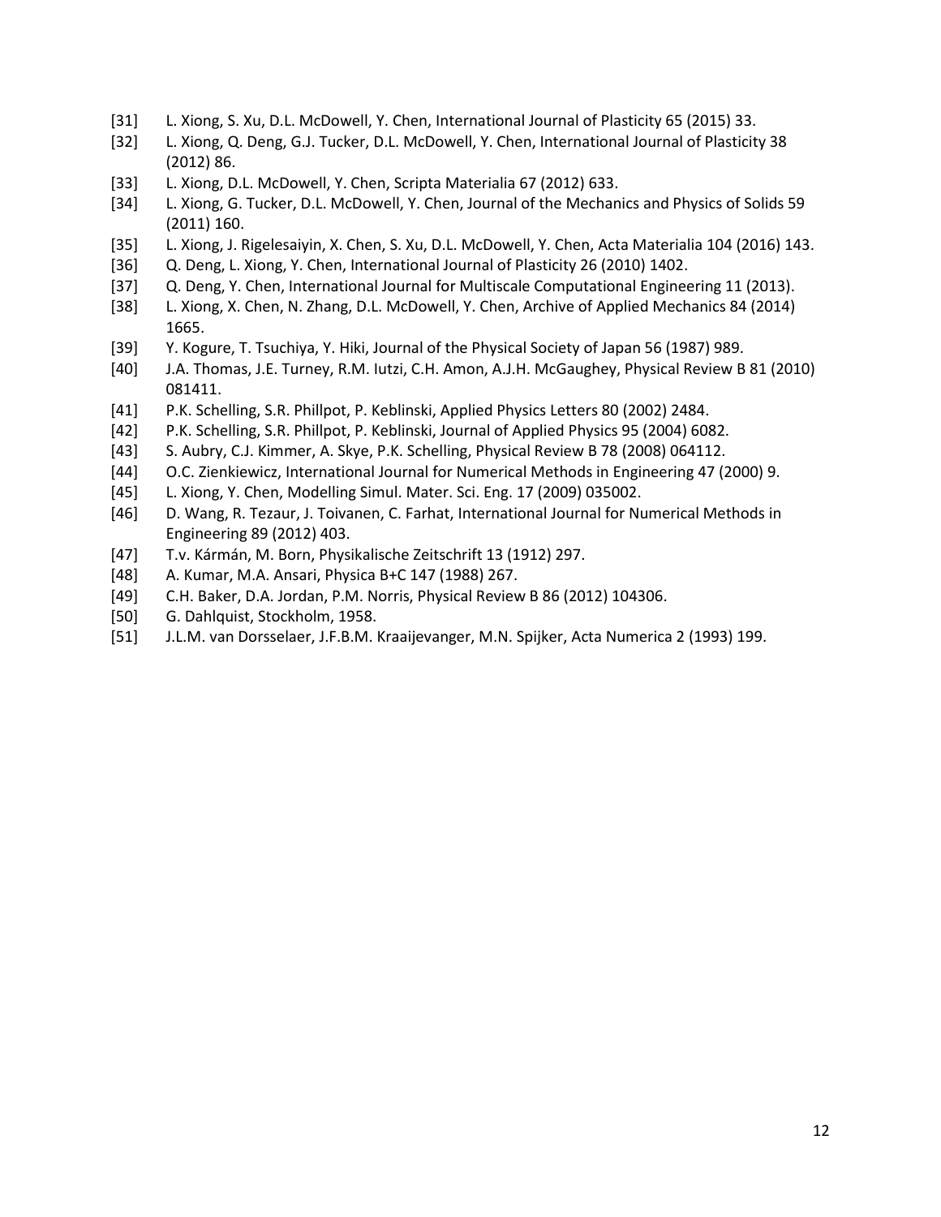[31] L. Xiong, S. Xu, D.L. McDowell, Y. Chen, International Journal of Plasticity 65 (2015) 33.

[32] L. Xiong, Q. Deng, G.J. Tucker, D.L. McDowell, Y. Chen, International Journal of Plasticity 38 (2012) 86.

[33] L. Xiong, D.L. McDowell, Y. Chen, Scripta Materialia 67 (2012) 633.

[34] L. Xiong, G. Tucker, D.L. McDowell, Y. Chen, Journal of the Mechanics and Physics of Solids 59 (2011) 160.

[35] L. Xiong, J. Rigelesaiyin, X. Chen, S. Xu, D.L. McDowell, Y. Chen, Acta Materialia 104 (2016) 143.

[36] Q. Deng, L. Xiong, Y. Chen, International Journal of Plasticity 26 (2010) 1402.

[37] Q. Deng, Y. Chen, International Journal for Multiscale Computational Engineering 11 (2013).

[38] L. Xiong, X. Chen, N. Zhang, D.L. McDowell, Y. Chen, Archive of Applied Mechanics 84 (2014) 1665.

[39] Y. Kogure, T. Tsuchiya, Y. Hiki, Journal of the Physical Society of Japan 56 (1987) 989.

[40] J.A. Thomas, J.E. Turney, R.M. Iutzi, C.H. Amon, A.J.H. McGaughey, Physical Review B 81 (2010) 081411.

[41] P.K. Schelling, S.R. Phillpot, P. Keblinski, Applied Physics Letters 80 (2002) 2484.

[42] P.K. Schelling, S.R. Phillpot, P. Keblinski, Journal of Applied Physics 95 (2004) 6082.

[43] S. Aubry, C.J. Kimmer, A. Skye, P.K. Schelling, Physical Review B 78 (2008) 064112.

[44] O.C. Zienkiewicz, International Journal for Numerical Methods in Engineering 47 (2000) 9.

[45] L. Xiong, Y. Chen, Modelling Simul. Mater. Sci. Eng. 17 (2009) 035002.

[46] D. Wang, R. Tezaur, J. Toivanen, C. Farhat, International Journal for Numerical Methods in Engineering 89 (2012) 403.

[47] T.v. Kármán, M. Born, Physikalische Zeitschrift 13 (1912) 297.

[48] A. Kumar, M.A. Ansari, Physica B+C 147 (1988) 267.

[49] C.H. Baker, D.A. Jordan, P.M. Norris, Physical Review B 86 (2012) 104306.

[50] G. Dahlquist, Stockholm, 1958.

[51] J.L.M. van Dorsselaer, J.F.B.M. Kraaijevanger, M.N. Spijker, Acta Numerica 2 (1993) 199.